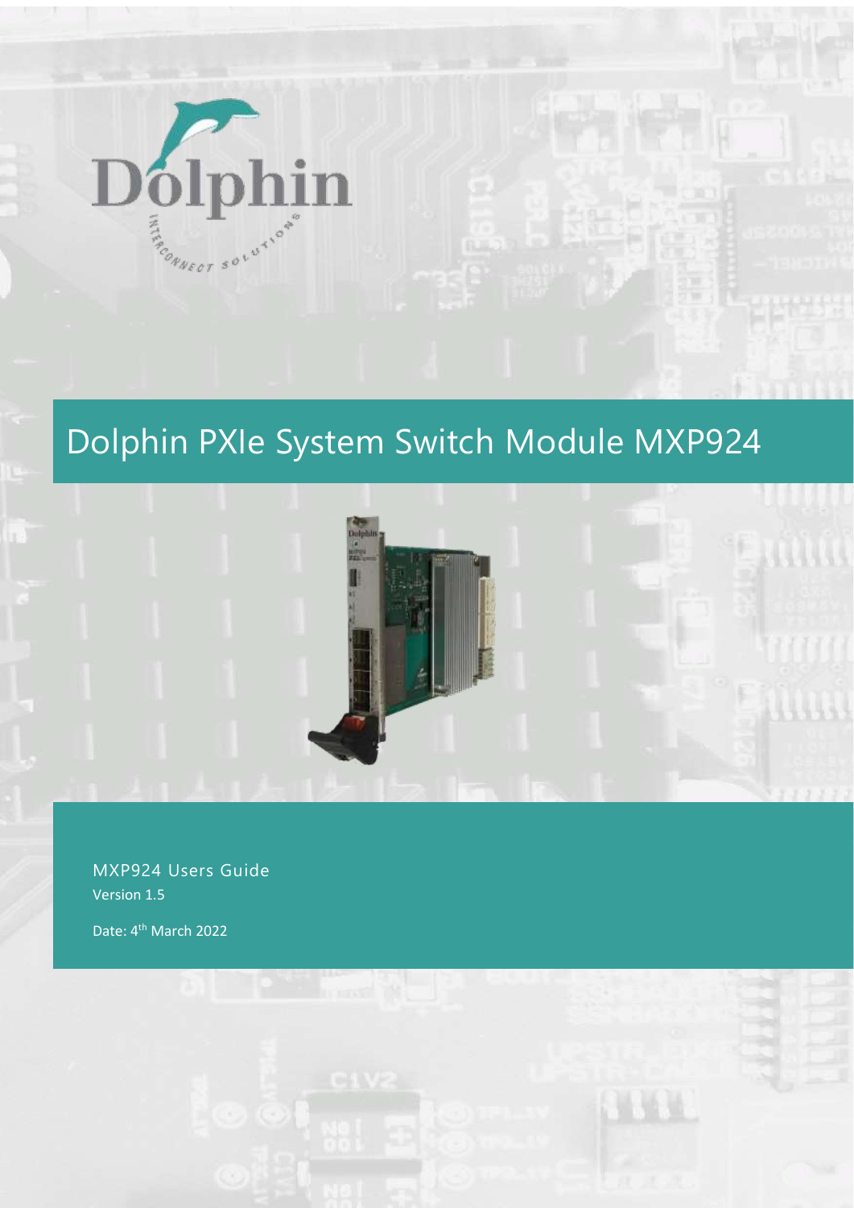Dolphin

INTERCONNECT SOLUTIONS

# Dolphin PXIe System Switch Module MXP924

MXP924 Users Guide

Version 1.5

Date: 4th March 2022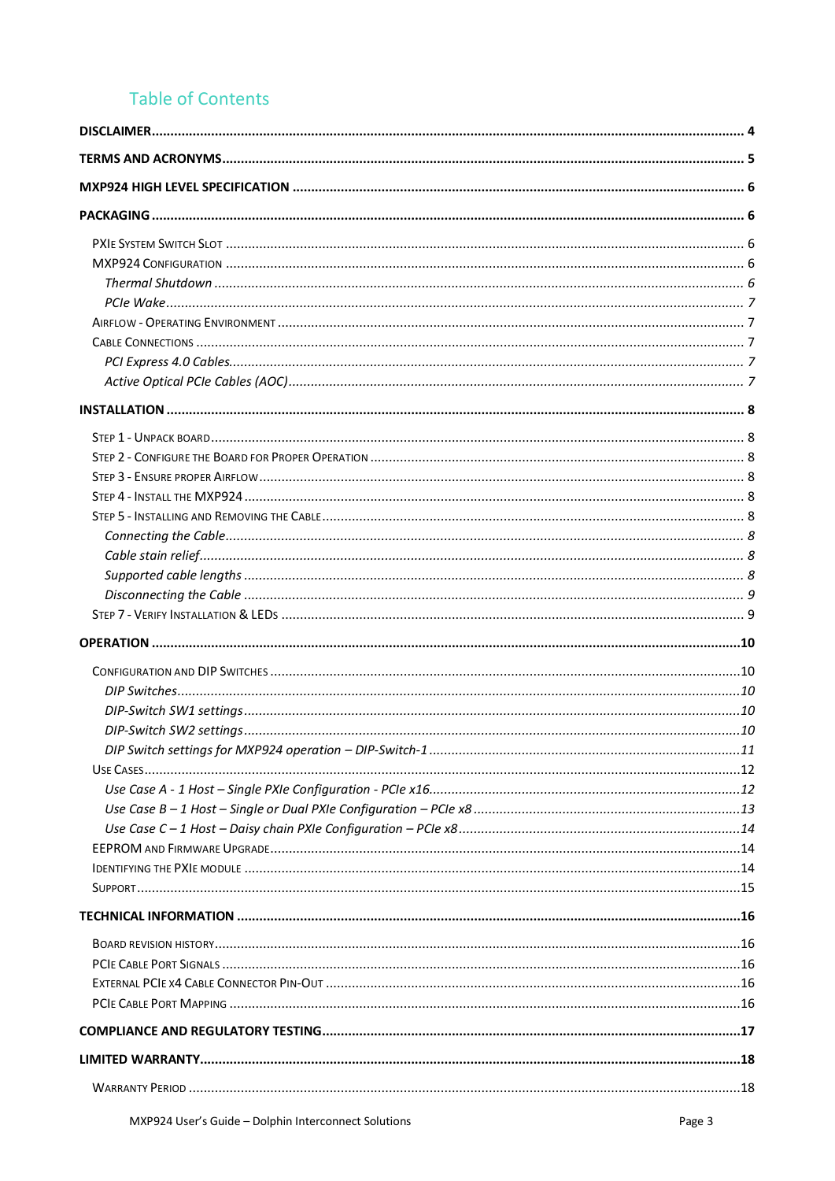## Table of Contents

**DISCLAIMER** ........ 4

**TERMS AND ACRONYMS** ........ 5

**MXP924 HIGH LEVEL SPECIFICATION** ........ 6

**PACKAGING** ........ 6

- PXIe System Switch Slot ........ 6
- MXP924 Configuration ........ 6
  - *Thermal Shutdown* ........ 6
  - *PCIe Wake* ........ 7
- Airflow - Operating Environment ........ 7
- Cable Connections ........ 7
  - *PCI Express 4.0 Cables* ........ 7
  - *Active Optical PCIe Cables (AOC)* ........ 7

**INSTALLATION** ........ 8

- Step 1 - Unpack board ........ 8
- Step 2 - Configure the Board for Proper Operation ........ 8
- Step 3 - Ensure proper Airflow ........ 8
- Step 4 - Install the MXP924 ........ 8
- Step 5 - Installing and Removing the Cable ........ 8
  - *Connecting the Cable* ........ 8
  - *Cable stain relief* ........ 8
  - *Supported cable lengths* ........ 8
  - *Disconnecting the Cable* ........ 9
- Step 7 - Verify Installation & LEDs ........ 9

**OPERATION** ........ 10

- Configuration and DIP Switches ........ 10
  - *DIP Switches* ........ 10
  - *DIP-Switch SW1 settings* ........ 10
  - *DIP-Switch SW2 settings* ........ 10
  - *DIP Switch settings for MXP924 operation – DIP-Switch-1* ........ 11
- Use Cases ........ 12
  - *Use Case A - 1 Host – Single PXIe Configuration - PCIe x16* ........ 12
  - *Use Case B – 1 Host – Single or Dual PXIe Configuration – PCIe x8* ........ 13
  - *Use Case C – 1 Host – Daisy chain PXIe Configuration – PCIe x8* ........ 14
- EEPROM and Firmware Upgrade ........ 14
- Identifying the PXIe module ........ 14
- Support ........ 15

**TECHNICAL INFORMATION** ........ 16

- Board revision history ........ 16
- PCIe Cable Port Signals ........ 16
- External PCIe x4 Cable Connector Pin-Out ........ 16
- PCIe Cable Port Mapping ........ 16

**COMPLIANCE AND REGULATORY TESTING** ........ 17

**LIMITED WARRANTY** ........ 18

- Warranty Period ........ 18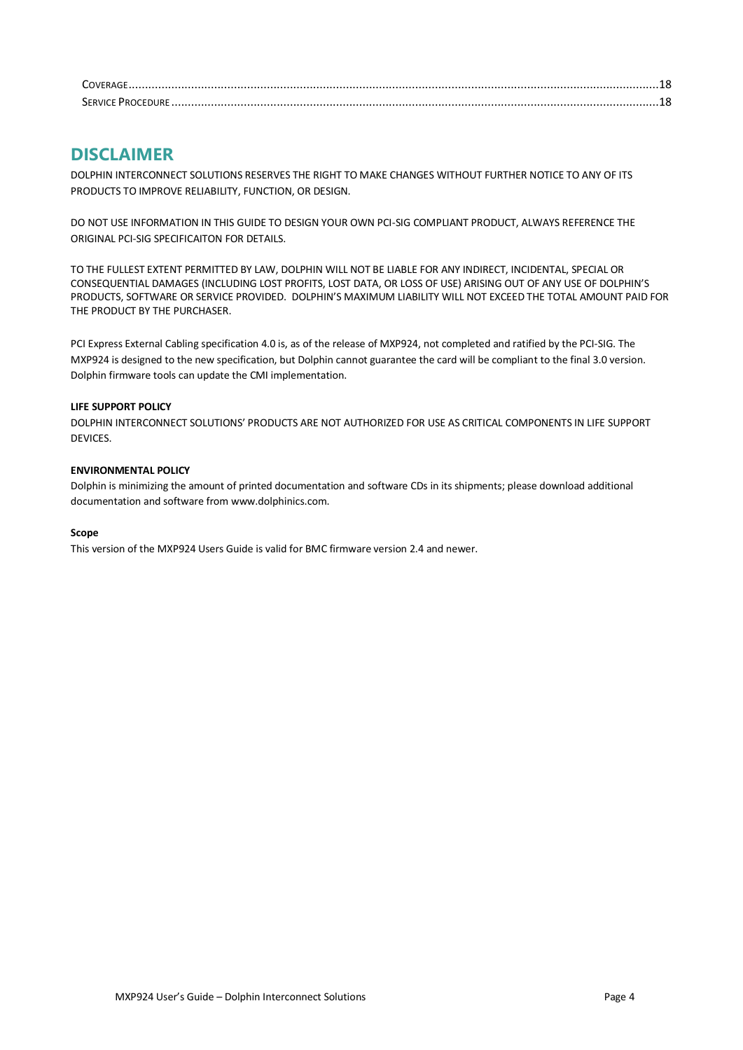COVERAGE ............................................................................................................................................................18
SERVICE PROCEDURE ..............................................................................................................................................18

# DISCLAIMER

DOLPHIN INTERCONNECT SOLUTIONS RESERVES THE RIGHT TO MAKE CHANGES WITHOUT FURTHER NOTICE TO ANY OF ITS PRODUCTS TO IMPROVE RELIABILITY, FUNCTION, OR DESIGN.

DO NOT USE INFORMATION IN THIS GUIDE TO DESIGN YOUR OWN PCI-SIG COMPLIANT PRODUCT, ALWAYS REFERENCE THE ORIGINAL PCI-SIG SPECIFICAITON FOR DETAILS.

TO THE FULLEST EXTENT PERMITTED BY LAW, DOLPHIN WILL NOT BE LIABLE FOR ANY INDIRECT, INCIDENTAL, SPECIAL OR CONSEQUENTIAL DAMAGES (INCLUDING LOST PROFITS, LOST DATA, OR LOSS OF USE) ARISING OUT OF ANY USE OF DOLPHIN'S PRODUCTS, SOFTWARE OR SERVICE PROVIDED. DOLPHIN'S MAXIMUM LIABILITY WILL NOT EXCEED THE TOTAL AMOUNT PAID FOR THE PRODUCT BY THE PURCHASER.

PCI Express External Cabling specification 4.0 is, as of the release of MXP924, not completed and ratified by the PCI-SIG. The MXP924 is designed to the new specification, but Dolphin cannot guarantee the card will be compliant to the final 3.0 version. Dolphin firmware tools can update the CMI implementation.

**LIFE SUPPORT POLICY**

DOLPHIN INTERCONNECT SOLUTIONS' PRODUCTS ARE NOT AUTHORIZED FOR USE AS CRITICAL COMPONENTS IN LIFE SUPPORT DEVICES.

**ENVIRONMENTAL POLICY**

Dolphin is minimizing the amount of printed documentation and software CDs in its shipments; please download additional documentation and software from www.dolphinics.com.

**Scope**

This version of the MXP924 Users Guide is valid for BMC firmware version 2.4 and newer.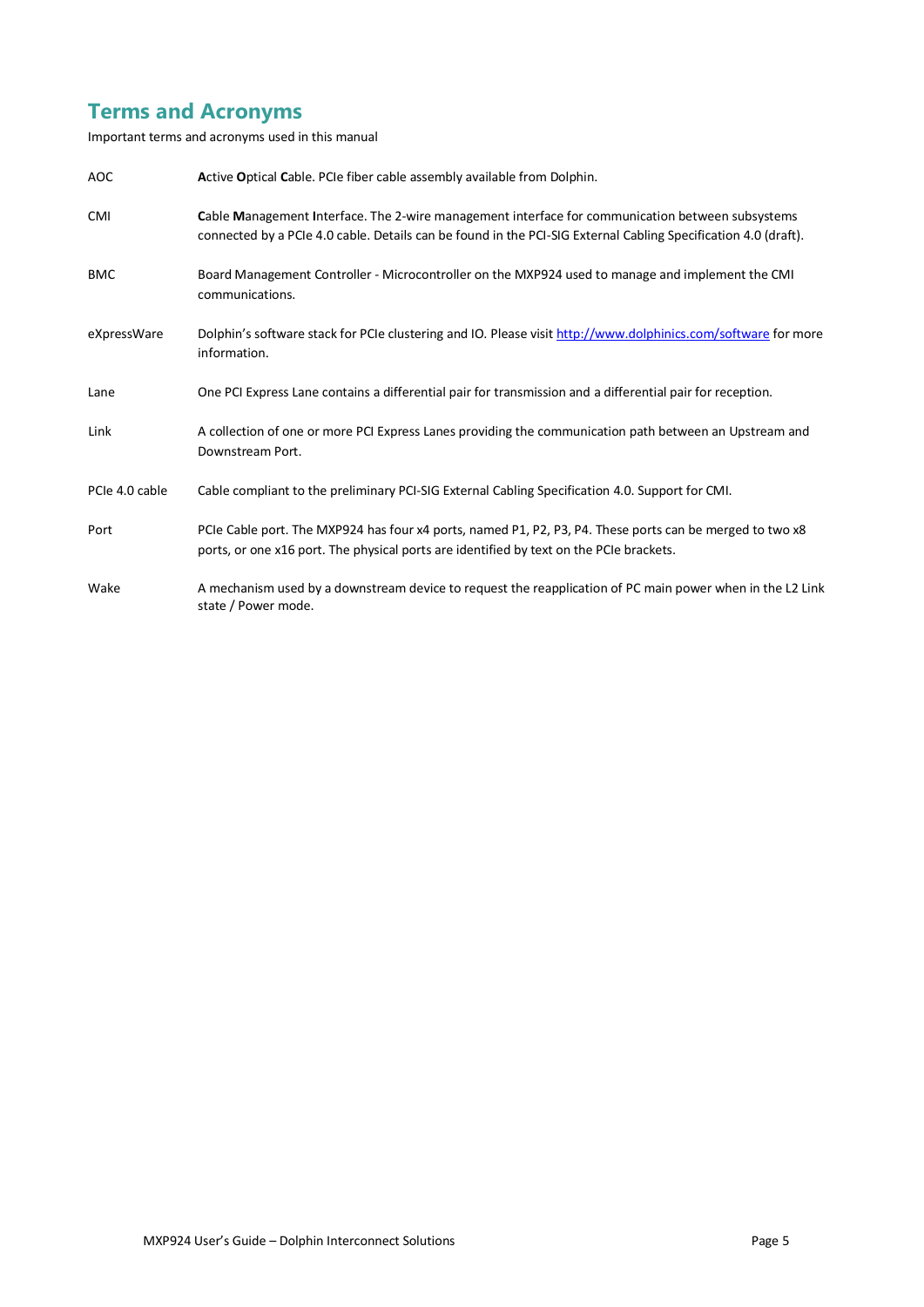# Terms and Acronyms

Important terms and acronyms used in this manual

| | |
|---|---|
| AOC | **A**ctive **O**ptical **C**able. PCIe fiber cable assembly available from Dolphin. |
| CMI | **C**able **M**anagement **I**nterface. The 2-wire management interface for communication between subsystems connected by a PCIe 4.0 cable. Details can be found in the PCI-SIG External Cabling Specification 4.0 (draft). |
| BMC | Board Management Controller - Microcontroller on the MXP924 used to manage and implement the CMI communications. |
| eXpressWare | Dolphin's software stack for PCIe clustering and IO. Please visit http://www.dolphinics.com/software for more information. |
| Lane | One PCI Express Lane contains a differential pair for transmission and a differential pair for reception. |
| Link | A collection of one or more PCI Express Lanes providing the communication path between an Upstream and Downstream Port. |
| PCIe 4.0 cable | Cable compliant to the preliminary PCI-SIG External Cabling Specification 4.0. Support for CMI. |
| Port | PCIe Cable port. The MXP924 has four x4 ports, named P1, P2, P3, P4. These ports can be merged to two x8 ports, or one x16 port. The physical ports are identified by text on the PCIe brackets. |
| Wake | A mechanism used by a downstream device to request the reapplication of PC main power when in the L2 Link state / Power mode. |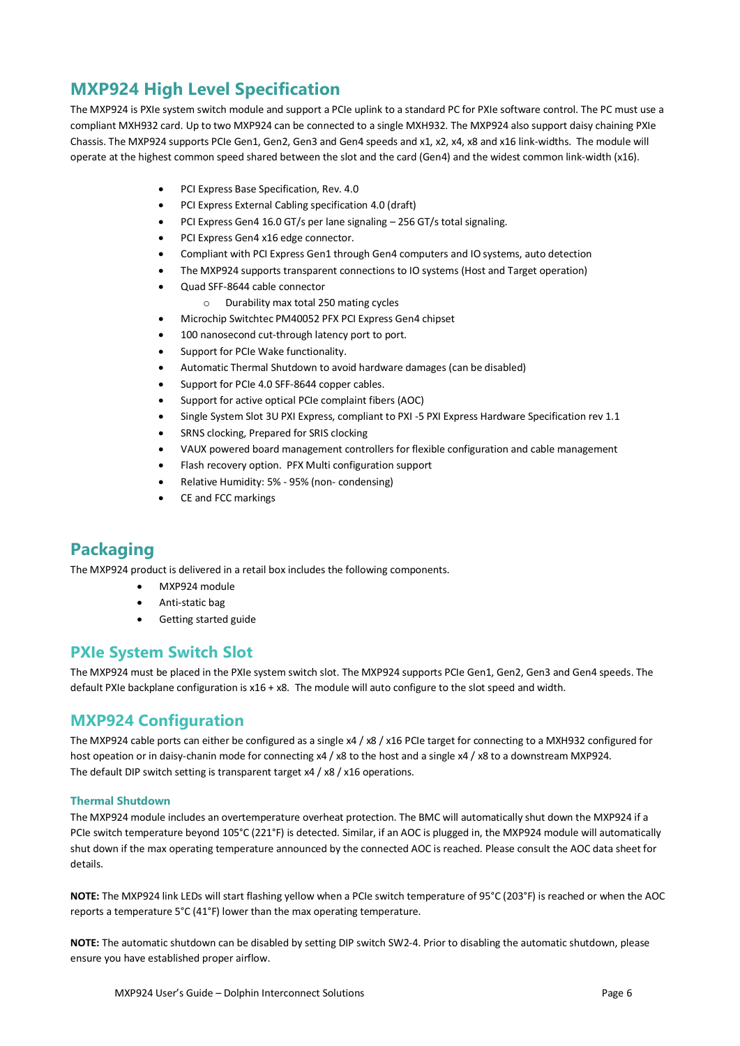## MXP924 High Level Specification

The MXP924 is PXIe system switch module and support a PCIe uplink to a standard PC for PXIe software control. The PC must use a compliant MXH932 card. Up to two MXP924 can be connected to a single MXH932. The MXP924 also support daisy chaining PXIe Chassis. The MXP924 supports PCIe Gen1, Gen2, Gen3 and Gen4 speeds and x1, x2, x4, x8 and x16 link-widths. The module will operate at the highest common speed shared between the slot and the card (Gen4) and the widest common link-width (x16).

- PCI Express Base Specification, Rev. 4.0
- PCI Express External Cabling specification 4.0 (draft)
- PCI Express Gen4 16.0 GT/s per lane signaling – 256 GT/s total signaling.
- PCI Express Gen4 x16 edge connector.
- Compliant with PCI Express Gen1 through Gen4 computers and IO systems, auto detection
- The MXP924 supports transparent connections to IO systems (Host and Target operation)
- Quad SFF-8644 cable connector
    - Durability max total 250 mating cycles
- Microchip Switchtec PM40052 PFX PCI Express Gen4 chipset
- 100 nanosecond cut-through latency port to port.
- Support for PCIe Wake functionality.
- Automatic Thermal Shutdown to avoid hardware damages (can be disabled)
- Support for PCIe 4.0 SFF-8644 copper cables.
- Support for active optical PCIe complaint fibers (AOC)
- Single System Slot 3U PXI Express, compliant to PXI -5 PXI Express Hardware Specification rev 1.1
- SRNS clocking, Prepared for SRIS clocking
- VAUX powered board management controllers for flexible configuration and cable management
- Flash recovery option. PFX Multi configuration support
- Relative Humidity: 5% - 95% (non- condensing)
- CE and FCC markings

## Packaging

The MXP924 product is delivered in a retail box includes the following components.

- MXP924 module
- Anti-static bag
- Getting started guide

## PXIe System Switch Slot

The MXP924 must be placed in the PXIe system switch slot. The MXP924 supports PCIe Gen1, Gen2, Gen3 and Gen4 speeds. The default PXIe backplane configuration is x16 + x8. The module will auto configure to the slot speed and width.

## MXP924 Configuration

The MXP924 cable ports can either be configured as a single x4 / x8 / x16 PCIe target for connecting to a MXH932 configured for host opeation or in daisy-chanin mode for connecting x4 / x8 to the host and a single x4 / x8 to a downstream MXP924.
The default DIP switch setting is transparent target x4 / x8 / x16 operations.

### Thermal Shutdown

The MXP924 module includes an overtemperature overheat protection. The BMC will automatically shut down the MXP924 if a PCIe switch temperature beyond 105°C (221°F) is detected. Similar, if an AOC is plugged in, the MXP924 module will automatically shut down if the max operating temperature announced by the connected AOC is reached. Please consult the AOC data sheet for details.

**NOTE:** The MXP924 link LEDs will start flashing yellow when a PCIe switch temperature of 95°C (203°F) is reached or when the AOC reports a temperature 5°C (41°F) lower than the max operating temperature.

**NOTE:** The automatic shutdown can be disabled by setting DIP switch SW2-4. Prior to disabling the automatic shutdown, please ensure you have established proper airflow.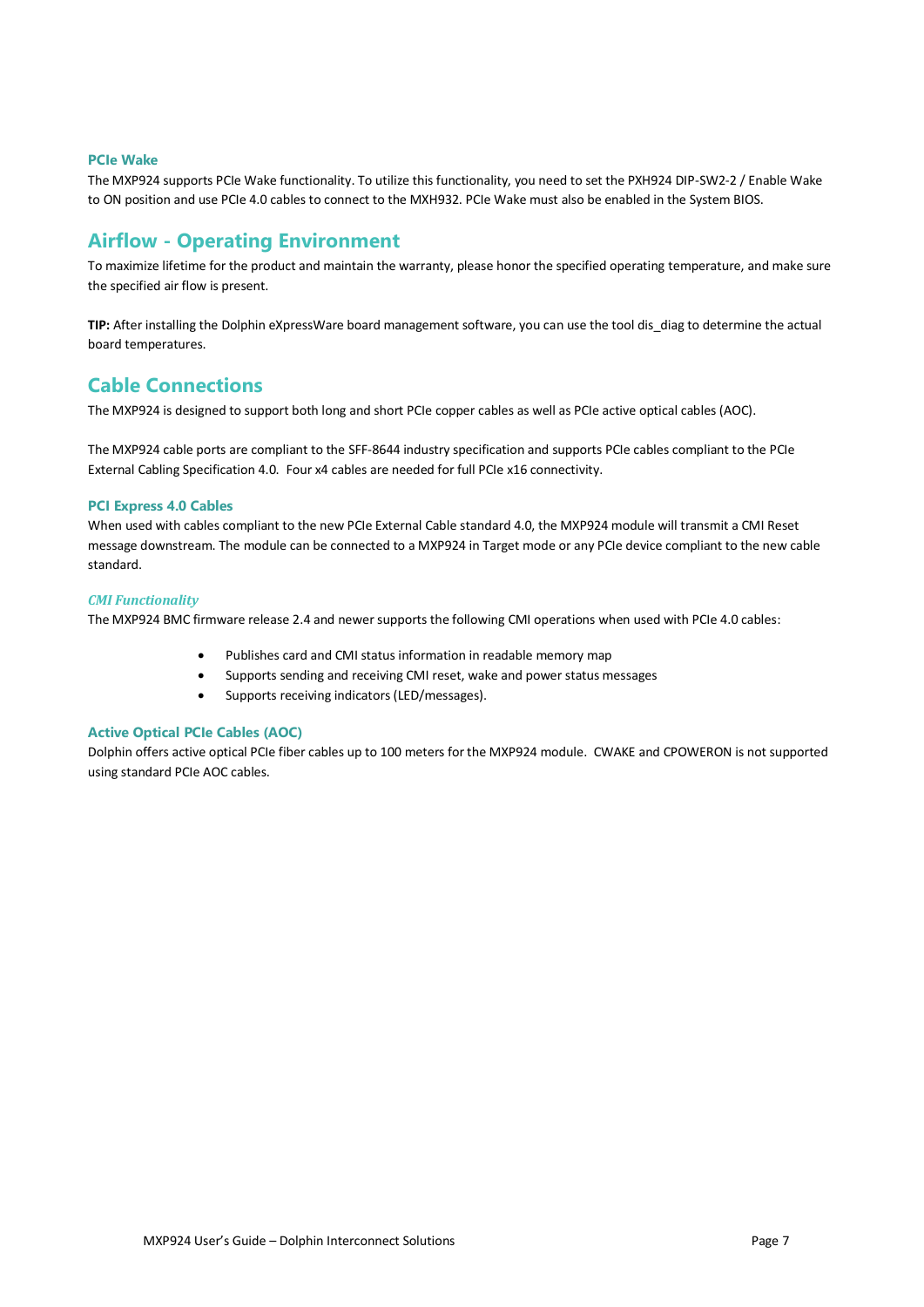### PCIe Wake

The MXP924 supports PCIe Wake functionality. To utilize this functionality, you need to set the PXH924 DIP-SW2-2 / Enable Wake to ON position and use PCIe 4.0 cables to connect to the MXH932. PCIe Wake must also be enabled in the System BIOS.

## Airflow - Operating Environment

To maximize lifetime for the product and maintain the warranty, please honor the specified operating temperature, and make sure the specified air flow is present.

**TIP:** After installing the Dolphin eXpressWare board management software, you can use the tool dis_diag to determine the actual board temperatures.

## Cable Connections

The MXP924 is designed to support both long and short PCIe copper cables as well as PCIe active optical cables (AOC).

The MXP924 cable ports are compliant to the SFF-8644 industry specification and supports PCIe cables compliant to the PCIe External Cabling Specification 4.0. Four x4 cables are needed for full PCIe x16 connectivity.

### PCI Express 4.0 Cables

When used with cables compliant to the new PCIe External Cable standard 4.0, the MXP924 module will transmit a CMI Reset message downstream. The module can be connected to a MXP924 in Target mode or any PCIe device compliant to the new cable standard.

#### *CMI Functionality*

The MXP924 BMC firmware release 2.4 and newer supports the following CMI operations when used with PCIe 4.0 cables:

- Publishes card and CMI status information in readable memory map
- Supports sending and receiving CMI reset, wake and power status messages
- Supports receiving indicators (LED/messages).

### Active Optical PCIe Cables (AOC)

Dolphin offers active optical PCIe fiber cables up to 100 meters for the MXP924 module. CWAKE and CPOWERON is not supported using standard PCIe AOC cables.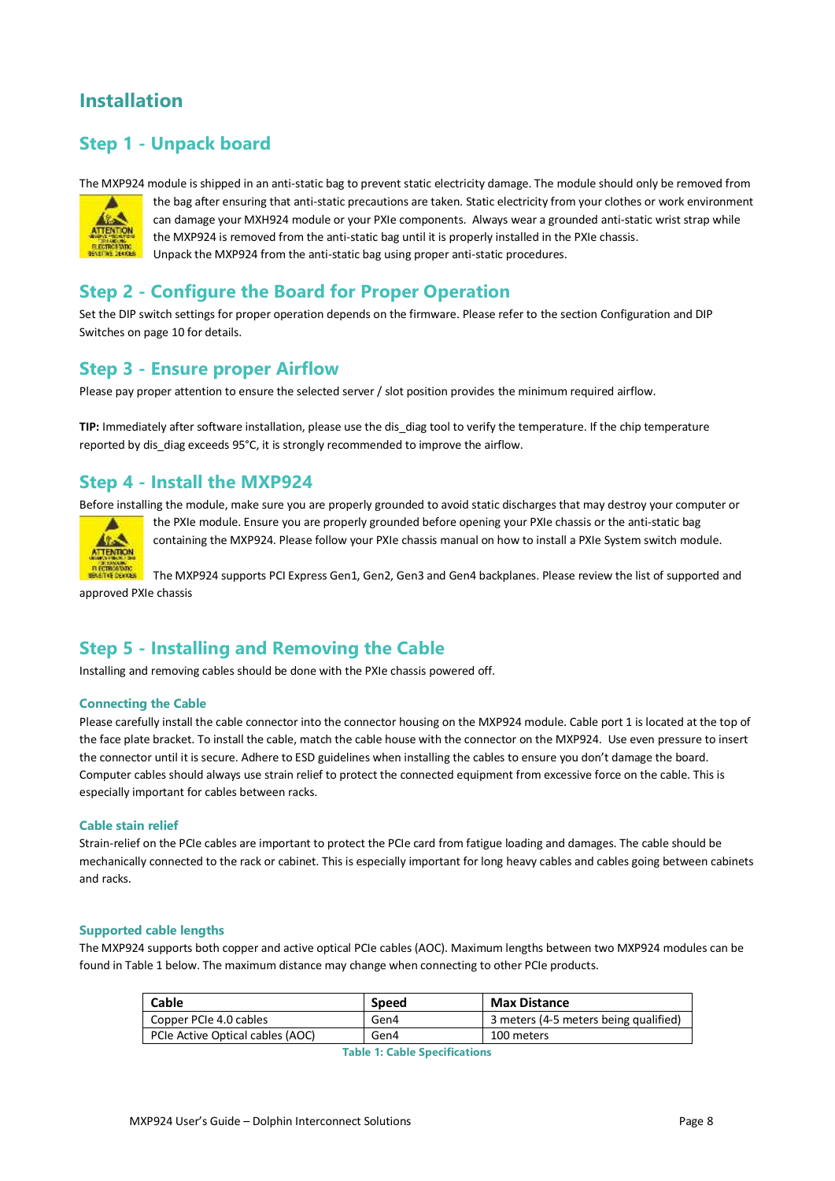# Installation

## Step 1 - Unpack board

The MXP924 module is shipped in an anti-static bag to prevent static electricity damage. The module should only be removed from the bag after ensuring that anti-static precautions are taken. Static electricity from your clothes or work environment can damage your MXH924 module or your PXIe components. Always wear a grounded anti-static wrist strap while the MXP924 is removed from the anti-static bag until it is properly installed in the PXIe chassis.
Unpack the MXP924 from the anti-static bag using proper anti-static procedures.

## Step 2 - Configure the Board for Proper Operation

Set the DIP switch settings for proper operation depends on the firmware. Please refer to the section Configuration and DIP Switches on page 10 for details.

## Step 3 - Ensure proper Airflow

Please pay proper attention to ensure the selected server / slot position provides the minimum required airflow.

**TIP:** Immediately after software installation, please use the dis_diag tool to verify the temperature. If the chip temperature reported by dis_diag exceeds 95°C, it is strongly recommended to improve the airflow.

## Step 4 - Install the MXP924

Before installing the module, make sure you are properly grounded to avoid static discharges that may destroy your computer or the PXIe module. Ensure you are properly grounded before opening your PXIe chassis or the anti-static bag containing the MXP924. Please follow your PXIe chassis manual on how to install a PXIe System switch module.

The MXP924 supports PCI Express Gen1, Gen2, Gen3 and Gen4 backplanes. Please review the list of supported and approved PXIe chassis

## Step 5 - Installing and Removing the Cable

Installing and removing cables should be done with the PXIe chassis powered off.

### Connecting the Cable

Please carefully install the cable connector into the connector housing on the MXP924 module. Cable port 1 is located at the top of the face plate bracket. To install the cable, match the cable house with the connector on the MXP924. Use even pressure to insert the connector until it is secure. Adhere to ESD guidelines when installing the cables to ensure you don't damage the board. Computer cables should always use strain relief to protect the connected equipment from excessive force on the cable. This is especially important for cables between racks.

### Cable stain relief

Strain-relief on the PCIe cables are important to protect the PCIe card from fatigue loading and damages. The cable should be mechanically connected to the rack or cabinet. This is especially important for long heavy cables and cables going between cabinets and racks.

### Supported cable lengths

The MXP924 supports both copper and active optical PCIe cables (AOC). Maximum lengths between two MXP924 modules can be found in Table 1 below. The maximum distance may change when connecting to other PCIe products.

| Cable | Speed | Max Distance |
|---|---|---|
| Copper PCIe 4.0 cables | Gen4 | 3 meters (4-5 meters being qualified) |
| PCIe Active Optical cables (AOC) | Gen4 | 100 meters |

Table 1: Cable Specifications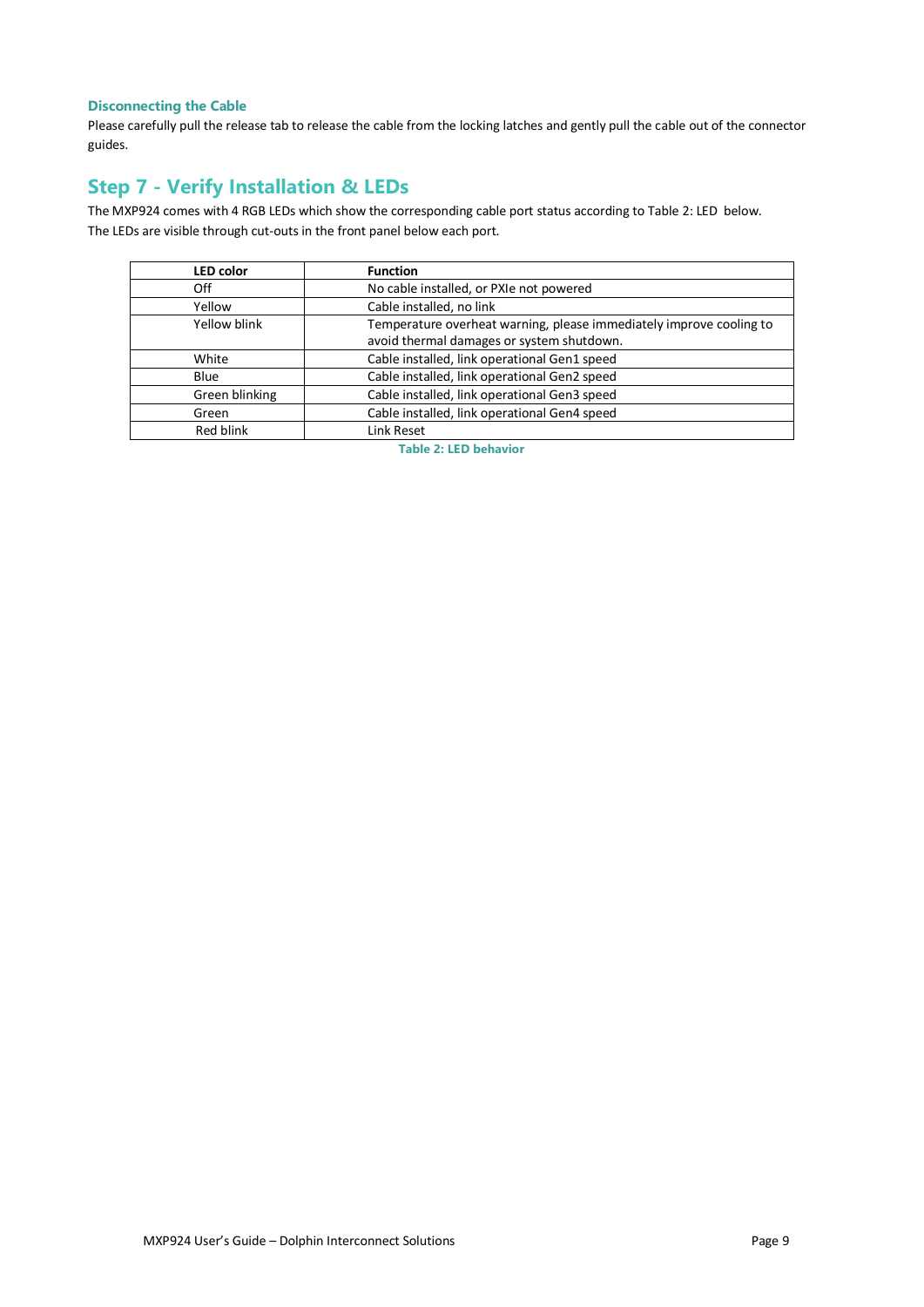### Disconnecting the Cable

Please carefully pull the release tab to release the cable from the locking latches and gently pull the cable out of the connector guides.

## Step 7 - Verify Installation & LEDs

The MXP924 comes with 4 RGB LEDs which show the corresponding cable port status according to Table 2: LED below.
The LEDs are visible through cut-outs in the front panel below each port.

| LED color | Function |
|---|---|
| Off | No cable installed, or PXIe not powered |
| Yellow | Cable installed, no link |
| Yellow blink | Temperature overheat warning, please immediately improve cooling to avoid thermal damages or system shutdown. |
| White | Cable installed, link operational Gen1 speed |
| Blue | Cable installed, link operational Gen2 speed |
| Green blinking | Cable installed, link operational Gen3 speed |
| Green | Cable installed, link operational Gen4 speed |
| Red blink | Link Reset |

**Table 2: LED behavior**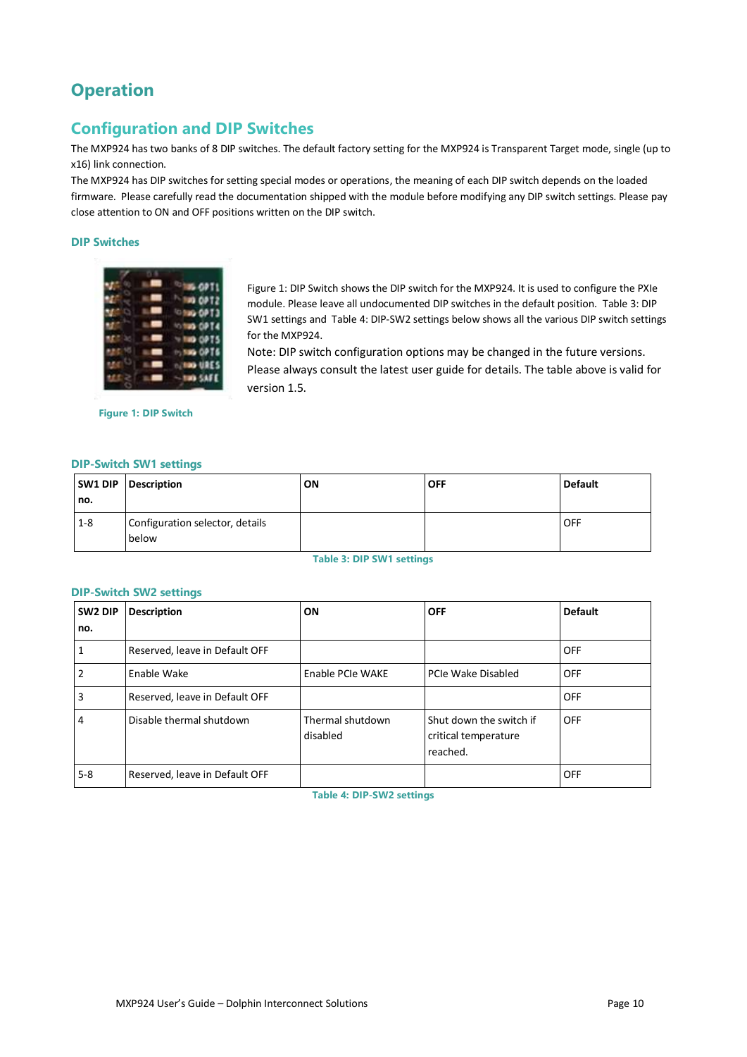# Operation

## Configuration and DIP Switches

The MXP924 has two banks of 8 DIP switches. The default factory setting for the MXP924 is Transparent Target mode, single (up to x16) link connection.

The MXP924 has DIP switches for setting special modes or operations, the meaning of each DIP switch depends on the loaded firmware. Please carefully read the documentation shipped with the module before modifying any DIP switch settings. Please pay close attention to ON and OFF positions written on the DIP switch.

### DIP Switches

Figure 1: DIP Switch

Figure 1: DIP Switch shows the DIP switch for the MXP924. It is used to configure the PXIe module. Please leave all undocumented DIP switches in the default position. Table 3: DIP SW1 settings and Table 4: DIP-SW2 settings below shows all the various DIP switch settings for the MXP924.

Note: DIP switch configuration options may be changed in the future versions. Please always consult the latest user guide for details. The table above is valid for version 1.5.

### DIP-Switch SW1 settings

| SW1 DIP no. | Description | ON | OFF | Default |
|---|---|---|---|---|
| 1-8 | Configuration selector, details below | | | OFF |

Table 3: DIP SW1 settings

### DIP-Switch SW2 settings

| SW2 DIP no. | Description | ON | OFF | Default |
|---|---|---|---|---|
| 1 | Reserved, leave in Default OFF | | | OFF |
| 2 | Enable Wake | Enable PCIe WAKE | PCIe Wake Disabled | OFF |
| 3 | Reserved, leave in Default OFF | | | OFF |
| 4 | Disable thermal shutdown | Thermal shutdown disabled | Shut down the switch if critical temperature reached. | OFF |
| 5-8 | Reserved, leave in Default OFF | | | OFF |

Table 4: DIP-SW2 settings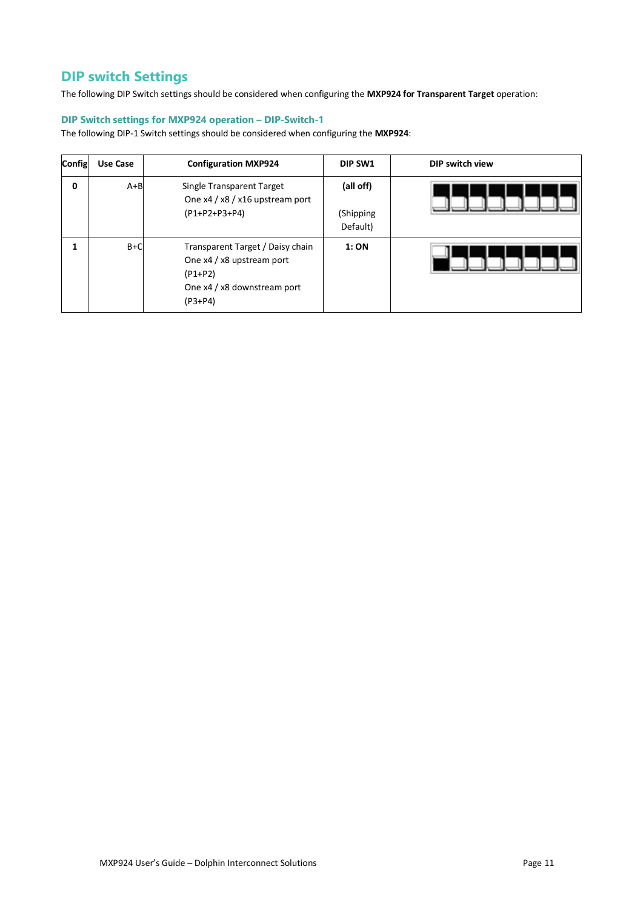## DIP switch Settings

The following DIP Switch settings should be considered when configuring the **MXP924 for Transparent Target** operation:

### DIP Switch settings for MXP924 operation – DIP-Switch-1

The following DIP-1 Switch settings should be considered when configuring the **MXP924**:

| Config | Use Case | Configuration MXP924 | DIP SW1 | DIP switch view |
|---|---|---|---|---|
| **0** | A+B | Single Transparent Target<br>One x4 / x8 / x16 upstream port<br>(P1+P2+P3+P4) | **(all off)**<br><br>(Shipping Default) | |
| **1** | B+C | Transparent Target / Daisy chain<br>One x4 / x8 upstream port<br>(P1+P2)<br>One x4 / x8 downstream port<br>(P3+P4) | **1: ON** | |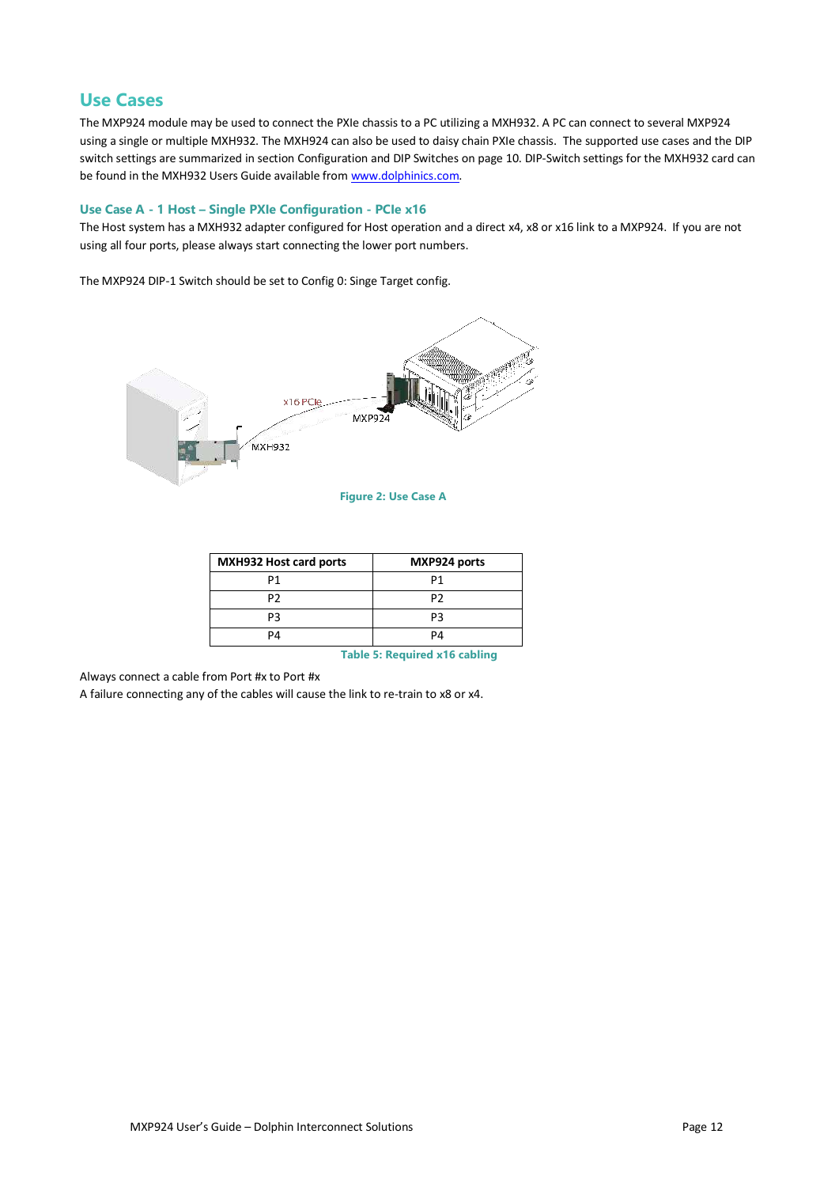## Use Cases

The MXP924 module may be used to connect the PXIe chassis to a PC utilizing a MXH932. A PC can connect to several MXP924 using a single or multiple MXH932. The MXH924 can also be used to daisy chain PXIe chassis. The supported use cases and the DIP switch settings are summarized in section Configuration and DIP Switches on page 10. DIP-Switch settings for the MXH932 card can be found in the MXH932 Users Guide available from www.dolphinics.com.

### Use Case A - 1 Host – Single PXIe Configuration - PCIe x16

The Host system has a MXH932 adapter configured for Host operation and a direct x4, x8 or x16 link to a MXP924. If you are not using all four ports, please always start connecting the lower port numbers.

The MXP924 DIP-1 Switch should be set to Config 0: Singe Target config.

Figure 2: Use Case A

| MXH932 Host card ports | MXP924 ports |
|---|---|
| P1 | P1 |
| P2 | P2 |
| P3 | P3 |
| P4 | P4 |

Table 5: Required x16 cabling

Always connect a cable from Port #x to Port #x
A failure connecting any of the cables will cause the link to re-train to x8 or x4.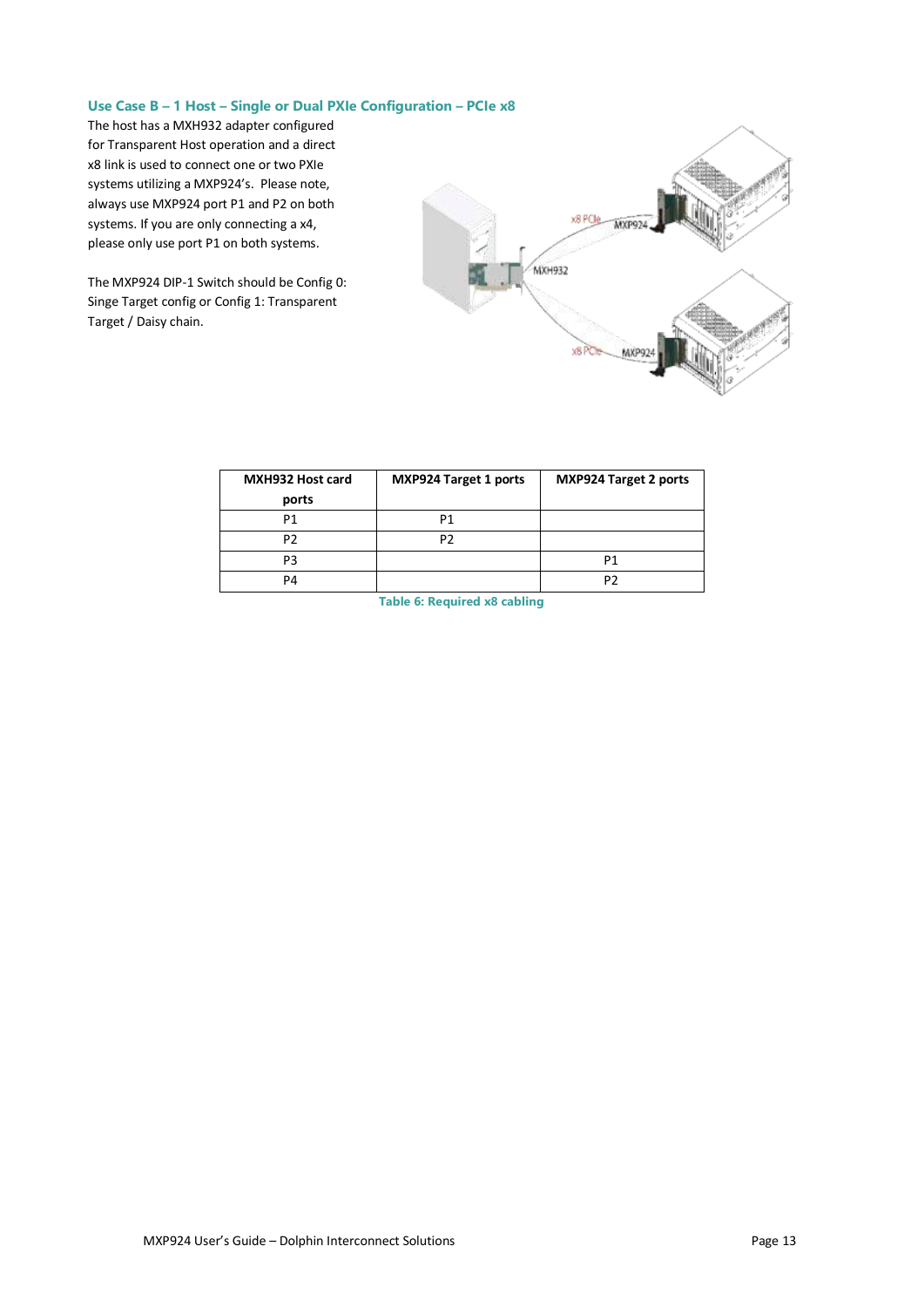### Use Case B – 1 Host – Single or Dual PXIe Configuration – PCIe x8

The host has a MXH932 adapter configured for Transparent Host operation and a direct x8 link is used to connect one or two PXIe systems utilizing a MXP924's. Please note, always use MXP924 port P1 and P2 on both systems. If you are only connecting a x4, please only use port P1 on both systems.

The MXP924 DIP-1 Switch should be Config 0: Singe Target config or Config 1: Transparent Target / Daisy chain.

| MXH932 Host card ports | MXP924 Target 1 ports | MXP924 Target 2 ports |
|---|---|---|
| P1 | P1 | |
| P2 | P2 | |
| P3 | | P1 |
| P4 | | P2 |

Table 6: Required x8 cabling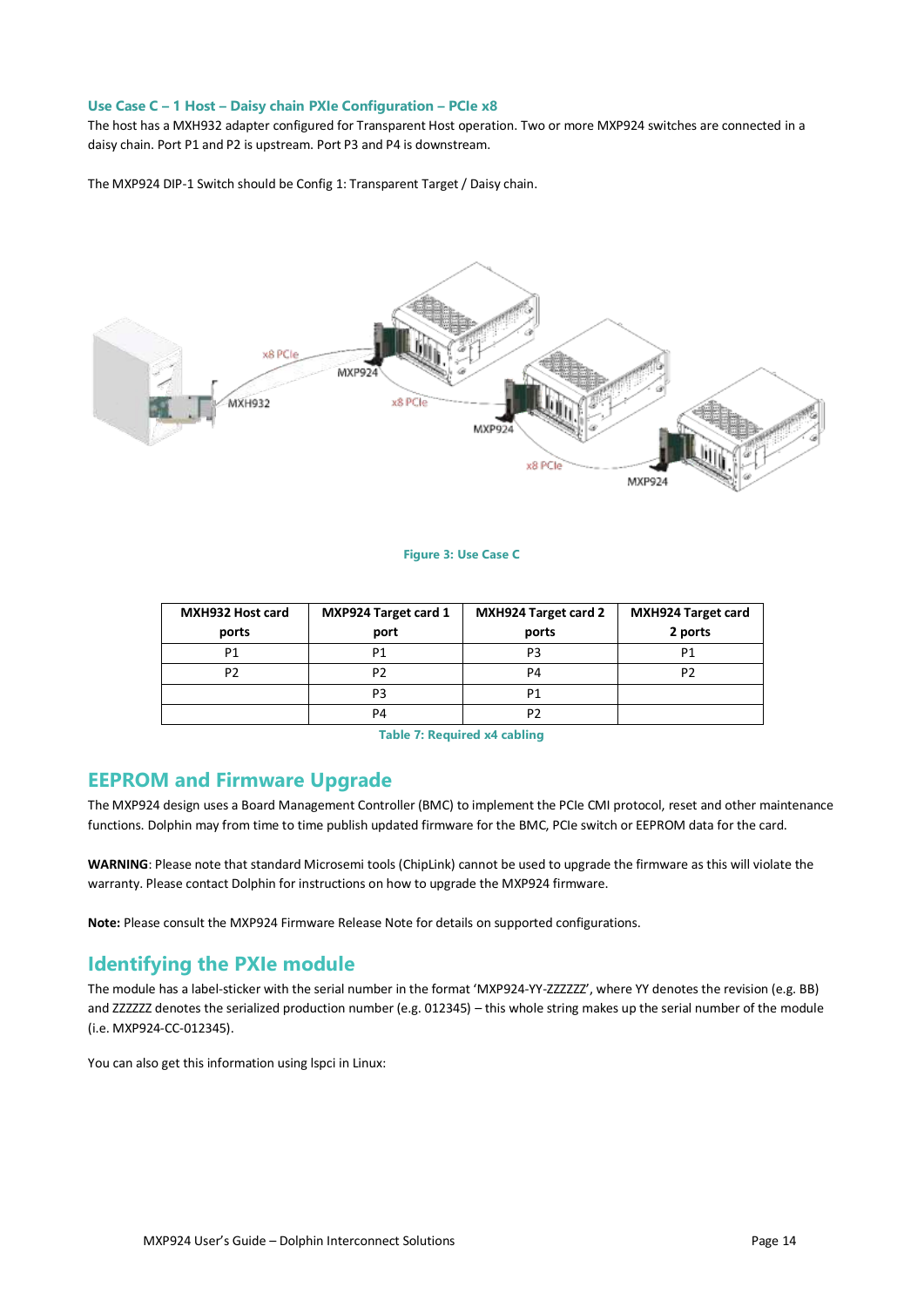### Use Case C – 1 Host – Daisy chain PXIe Configuration – PCIe x8

The host has a MXH932 adapter configured for Transparent Host operation. Two or more MXP924 switches are connected in a daisy chain. Port P1 and P2 is upstream. Port P3 and P4 is downstream.

The MXP924 DIP-1 Switch should be Config 1: Transparent Target / Daisy chain.

Figure 3: Use Case C

| MXH932 Host card ports | MXP924 Target card 1 port | MXH924 Target card 2 ports | MXH924 Target card 2 ports |
|---|---|---|---|
| P1 | P1 | P3 | P1 |
| P2 | P2 | P4 | P2 |
| | P3 | P1 | |
| | P4 | P2 | |

Table 7: Required x4 cabling

## EEPROM and Firmware Upgrade

The MXP924 design uses a Board Management Controller (BMC) to implement the PCIe CMI protocol, reset and other maintenance functions. Dolphin may from time to time publish updated firmware for the BMC, PCIe switch or EEPROM data for the card.

**WARNING**: Please note that standard Microsemi tools (ChipLink) cannot be used to upgrade the firmware as this will violate the warranty. Please contact Dolphin for instructions on how to upgrade the MXP924 firmware.

**Note:** Please consult the MXP924 Firmware Release Note for details on supported configurations.

## Identifying the PXIe module

The module has a label-sticker with the serial number in the format 'MXP924-YY-ZZZZZZ', where YY denotes the revision (e.g. BB) and ZZZZZZ denotes the serialized production number (e.g. 012345) – this whole string makes up the serial number of the module (i.e. MXP924-CC-012345).

You can also get this information using lspci in Linux: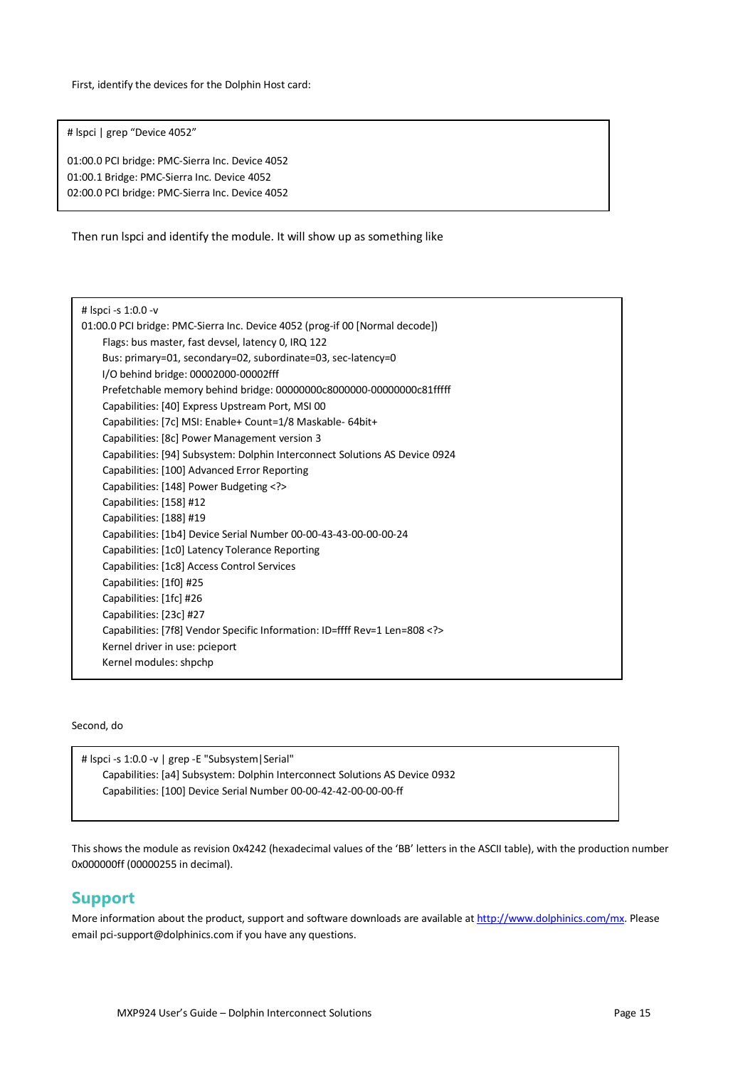First, identify the devices for the Dolphin Host card:

```
# lspci | grep “Device 4052”

01:00.0 PCI bridge: PMC-Sierra Inc. Device 4052
01:00.1 Bridge: PMC-Sierra Inc. Device 4052
02:00.0 PCI bridge: PMC-Sierra Inc. Device 4052
```

Then run lspci and identify the module. It will show up as something like

```
# lspci -s 1:0.0 -v
01:00.0 PCI bridge: PMC-Sierra Inc. Device 4052 (prog-if 00 [Normal decode])
        Flags: bus master, fast devsel, latency 0, IRQ 122
        Bus: primary=01, secondary=02, subordinate=03, sec-latency=0
        I/O behind bridge: 00002000-00002fff
        Prefetchable memory behind bridge: 00000000c8000000-00000000c81fffff
        Capabilities: [40] Express Upstream Port, MSI 00
        Capabilities: [7c] MSI: Enable+ Count=1/8 Maskable- 64bit+
        Capabilities: [8c] Power Management version 3
        Capabilities: [94] Subsystem: Dolphin Interconnect Solutions AS Device 0924
        Capabilities: [100] Advanced Error Reporting
        Capabilities: [148] Power Budgeting <?>
        Capabilities: [158] #12
        Capabilities: [188] #19
        Capabilities: [1b4] Device Serial Number 00-00-43-43-00-00-00-24
        Capabilities: [1c0] Latency Tolerance Reporting
        Capabilities: [1c8] Access Control Services
        Capabilities: [1f0] #25
        Capabilities: [1fc] #26
        Capabilities: [23c] #27
        Capabilities: [7f8] Vendor Specific Information: ID=ffff Rev=1 Len=808 <?>
        Kernel driver in use: pcieport
        Kernel modules: shpchp
```

Second, do

```
# lspci -s 1:0.0 -v | grep -E "Subsystem|Serial"
        Capabilities: [a4] Subsystem: Dolphin Interconnect Solutions AS Device 0932
        Capabilities: [100] Device Serial Number 00-00-42-42-00-00-00-ff
```

This shows the module as revision 0x4242 (hexadecimal values of the ‘BB’ letters in the ASCII table), with the production number 0x000000ff (00000255 in decimal).

## Support

More information about the product, support and software downloads are available at http://www.dolphinics.com/mx. Please email pci-support@dolphinics.com if you have any questions.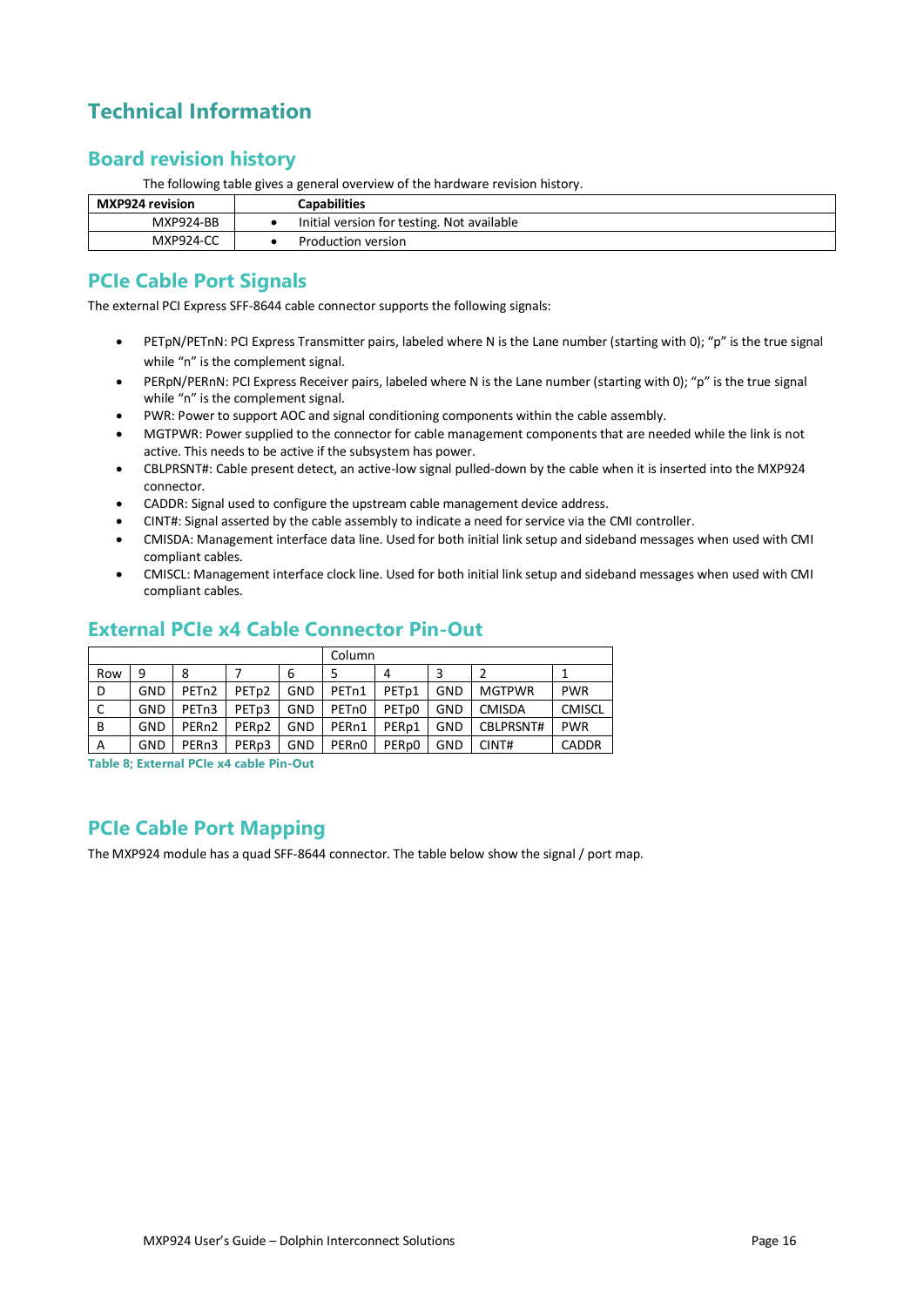# Technical Information

## Board revision history

The following table gives a general overview of the hardware revision history.

| MXP924 revision | Capabilities |
|---|---|
| MXP924-BB | • Initial version for testing. Not available |
| MXP924-CC | • Production version |

## PCIe Cable Port Signals

The external PCI Express SFF-8644 cable connector supports the following signals:

- PETpN/PETnN: PCI Express Transmitter pairs, labeled where N is the Lane number (starting with 0); "p" is the true signal while "n" is the complement signal.
- PERpN/PERnN: PCI Express Receiver pairs, labeled where N is the Lane number (starting with 0); "p" is the true signal while "n" is the complement signal.
- PWR: Power to support AOC and signal conditioning components within the cable assembly.
- MGTPWR: Power supplied to the connector for cable management components that are needed while the link is not active. This needs to be active if the subsystem has power.
- CBLPRSNT#: Cable present detect, an active-low signal pulled-down by the cable when it is inserted into the MXP924 connector.
- CADDR: Signal used to configure the upstream cable management device address.
- CINT#: Signal asserted by the cable assembly to indicate a need for service via the CMI controller.
- CMISDA: Management interface data line. Used for both initial link setup and sideband messages when used with CMI compliant cables.
- CMISCL: Management interface clock line. Used for both initial link setup and sideband messages when used with CMI compliant cables.

## External PCIe x4 Cable Connector Pin-Out

| | | | | | Column | | | | |
|---|---|---|---|---|---|---|---|---|---|
| Row | 9 | 8 | 7 | 6 | 5 | 4 | 3 | 2 | 1 |
| D | GND | PETn2 | PETp2 | GND | PETn1 | PETp1 | GND | MGTPWR | PWR |
| C | GND | PETn3 | PETp3 | GND | PETn0 | PETp0 | GND | CMISDA | CMISCL |
| B | GND | PERn2 | PERp2 | GND | PERn1 | PERp1 | GND | CBLPRSNT# | PWR |
| A | GND | PERn3 | PERp3 | GND | PERn0 | PERp0 | GND | CINT# | CADDR |

**Table 8; External PCIe x4 cable Pin-Out**

## PCIe Cable Port Mapping

The MXP924 module has a quad SFF-8644 connector. The table below show the signal / port map.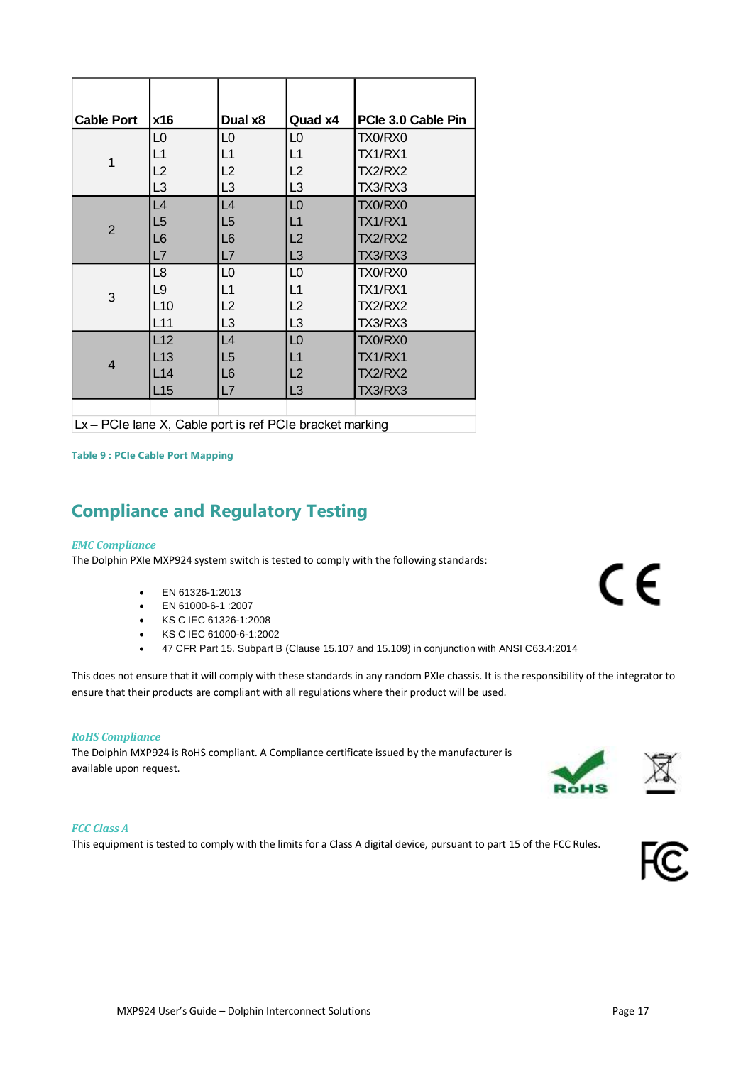| Cable Port | x16 | Dual x8 | Quad x4 | PCIe 3.0 Cable Pin |
|---|---|---|---|---|
| 1 | L0<br>L1<br>L2<br>L3 | L0<br>L1<br>L2<br>L3 | L0<br>L1<br>L2<br>L3 | TX0/RX0<br>TX1/RX1<br>TX2/RX2<br>TX3/RX3 |
| 2 | L4<br>L5<br>L6<br>L7 | L4<br>L5<br>L6<br>L7 | L0<br>L1<br>L2<br>L3 | TX0/RX0<br>TX1/RX1<br>TX2/RX2<br>TX3/RX3 |
| 3 | L8<br>L9<br>L10<br>L11 | L0<br>L1<br>L2<br>L3 | L0<br>L1<br>L2<br>L3 | TX0/RX0<br>TX1/RX1<br>TX2/RX2<br>TX3/RX3 |
| 4 | L12<br>L13<br>L14<br>L15 | L4<br>L5<br>L6<br>L7 | L0<br>L1<br>L2<br>L3 | TX0/RX0<br>TX1/RX1<br>TX2/RX2<br>TX3/RX3 |
| Lx – PCIe lane X, Cable port is ref PCIe bracket marking | | | | |

**Table 9 : PCIe Cable Port Mapping**

## Compliance and Regulatory Testing

*EMC Compliance*

The Dolphin PXIe MXP924 system switch is tested to comply with the following standards:

- EN 61326-1:2013
- EN 61000-6-1 :2007
- KS C IEC 61326-1:2008
- KS C IEC 61000-6-1:2002
- 47 CFR Part 15. Subpart B (Clause 15.107 and 15.109) in conjunction with ANSI C63.4:2014

This does not ensure that it will comply with these standards in any random PXIe chassis. It is the responsibility of the integrator to ensure that their products are compliant with all regulations where their product will be used.

*RoHS Compliance*

The Dolphin MXP924 is RoHS compliant. A Compliance certificate issued by the manufacturer is available upon request.

*FCC Class A*

This equipment is tested to comply with the limits for a Class A digital device, pursuant to part 15 of the FCC Rules.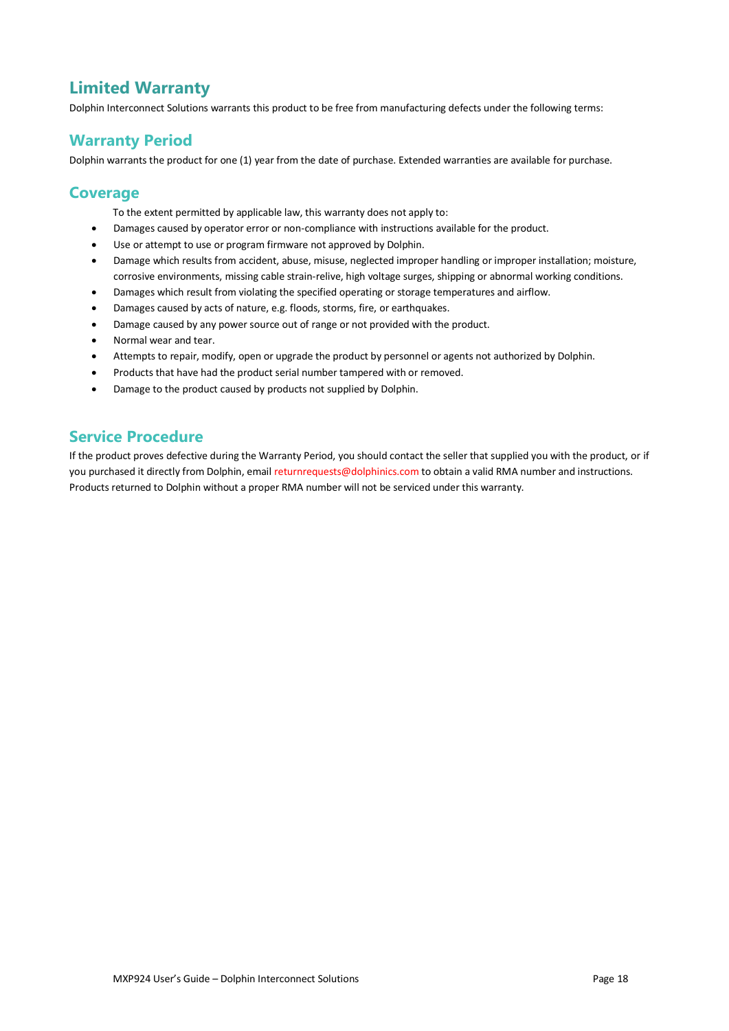## Limited Warranty

Dolphin Interconnect Solutions warrants this product to be free from manufacturing defects under the following terms:

## Warranty Period

Dolphin warrants the product for one (1) year from the date of purchase. Extended warranties are available for purchase.

## Coverage

To the extent permitted by applicable law, this warranty does not apply to:

- Damages caused by operator error or non-compliance with instructions available for the product.
- Use or attempt to use or program firmware not approved by Dolphin.
- Damage which results from accident, abuse, misuse, neglected improper handling or improper installation; moisture, corrosive environments, missing cable strain-relive, high voltage surges, shipping or abnormal working conditions.
- Damages which result from violating the specified operating or storage temperatures and airflow.
- Damages caused by acts of nature, e.g. floods, storms, fire, or earthquakes.
- Damage caused by any power source out of range or not provided with the product.
- Normal wear and tear.
- Attempts to repair, modify, open or upgrade the product by personnel or agents not authorized by Dolphin.
- Products that have had the product serial number tampered with or removed.
- Damage to the product caused by products not supplied by Dolphin.

## Service Procedure

If the product proves defective during the Warranty Period, you should contact the seller that supplied you with the product, or if you purchased it directly from Dolphin, email returnrequests@dolphinics.com to obtain a valid RMA number and instructions. Products returned to Dolphin without a proper RMA number will not be serviced under this warranty.